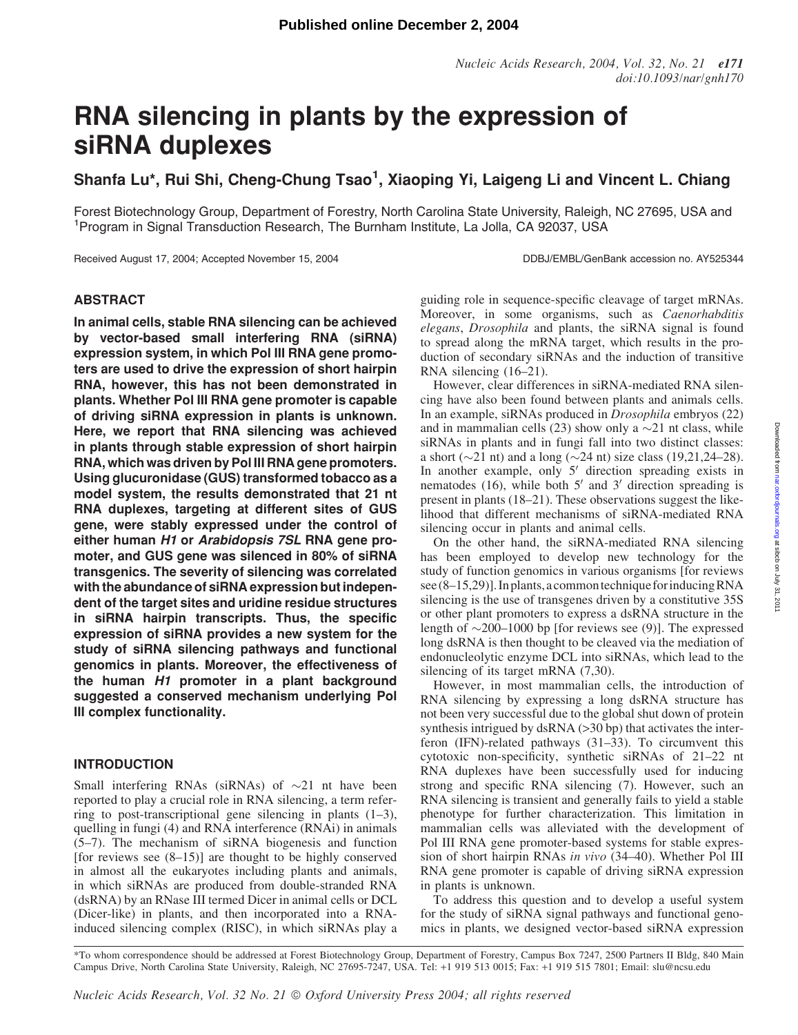# RNA silencing in plants by the expression of siRNA duplexes

**Shanfa Lu*, Rui Shi, Cheng-Chung Tsao[1], Xiaoping Yi, Laigeng Li and Vincent L. Chiang**

Forest Biotechnology Group, Department of Forestry, North Carolina State University, Raleigh, NC 27695, USA and [1]Program in Signal Transduction Research, The Burnham Institute, La Jolla, CA 92037, USA

Received August 17, 2004; Accepted November 15, 2004

DDBJ/EMBL/GenBank accession no. AY525344

## ABSTRACT

**In animal cells, stable RNA silencing can be achieved by vector-based small interfering RNA (siRNA) expression system, in which Pol III RNA gene promoters are used to drive the expression of short hairpin RNA, however, this has not been demonstrated in plants. Whether Pol III RNA gene promoter is capable of driving siRNA expression in plants is unknown. Here, we report that RNA silencing was achieved in plants through stable expression of short hairpin RNA, which was driven by Pol III RNA gene promoters. Using glucuronidase (GUS) transformed tobacco as a model system, the results demonstrated that 21 nt RNA duplexes, targeting at different sites of GUS gene, were stably expressed under the control of either human *H1* or *Arabidopsis 7SL* RNA gene promoter, and GUS gene was silenced in 80% of siRNA transgenics. The severity of silencing was correlated with the abundance of siRNA expression but independent of the target sites and uridine residue structures in siRNA hairpin transcripts. Thus, the specific expression of siRNA provides a new system for the study of siRNA silencing pathways and functional genomics in plants. Moreover, the effectiveness of the human *H1* promoter in a plant background suggested a conserved mechanism underlying Pol III complex functionality.**

## INTRODUCTION

Small interfering RNAs (siRNAs) of ~21 nt have been reported to play a crucial role in RNA silencing, a term referring to post-transcriptional gene silencing in plants (1–3), quelling in fungi (4) and RNA interference (RNAi) in animals (5–7). The mechanism of siRNA biogenesis and function [for reviews see (8–15)] are thought to be highly conserved in almost all the eukaryotes including plants and animals, in which siRNAs are produced from double-stranded RNA (dsRNA) by an RNase III termed Dicer in animal cells or DCL (Dicer-like) in plants, and then incorporated into a RNA-induced silencing complex (RISC), in which siRNAs play a guiding role in sequence-specific cleavage of target mRNAs. Moreover, in some organisms, such as *Caenorhabditis elegans*, *Drosophila* and plants, the siRNA signal is found to spread along the mRNA target, which results in the production of secondary siRNAs and the induction of transitive RNA silencing (16–21).

However, clear differences in siRNA-mediated RNA silencing have also been found between plants and animals cells. In an example, siRNAs produced in *Drosophila* embryos (22) and in mammalian cells (23) show only a ~21 nt class, while siRNAs in plants and in fungi fall into two distinct classes: a short (~21 nt) and a long (~24 nt) size class (19,21,24–28). In another example, only 5′ direction spreading exists in nematodes (16), while both 5′ and 3′ direction spreading is present in plants (18–21). These observations suggest the likelihood that different mechanisms of siRNA-mediated RNA silencing occur in plants and animal cells.

On the other hand, the siRNA-mediated RNA silencing has been employed to develop new technology for the study of function genomics in various organisms [for reviews see (8–15,29)]. In plants, a common technique for inducing RNA silencing is the use of transgenes driven by a constitutive 35S or other plant promoters to express a dsRNA structure in the length of ~200–1000 bp [for reviews see (9)]. The expressed long dsRNA is then thought to be cleaved via the mediation of endonucleolytic enzyme DCL into siRNAs, which lead to the silencing of its target mRNA (7,30).

However, in most mammalian cells, the introduction of RNA silencing by expressing a long dsRNA structure has not been very successful due to the global shut down of protein synthesis intrigued by dsRNA (>30 bp) that activates the interferon (IFN)-related pathways (31–33). To circumvent this cytotoxic non-specificity, synthetic siRNAs of 21–22 nt RNA duplexes have been successfully used for inducing strong and specific RNA silencing (7). However, such an RNA silencing is transient and generally fails to yield a stable phenotype for further characterization. This limitation in mammalian cells was alleviated with the development of Pol III RNA gene promoter-based systems for stable expression of short hairpin RNAs *in vivo* (34–40). Whether Pol III RNA gene promoter is capable of driving siRNA expression in plants is unknown.

To address this question and to develop a useful system for the study of siRNA signal pathways and functional genomics in plants, we designed vector-based siRNA expression

*To whom correspondence should be addressed at Forest Biotechnology Group, Department of Forestry, Campus Box 7247, 2500 Partners II Bldg, 840 Main Campus Drive, North Carolina State University, Raleigh, NC 27695-7247, USA. Tel: +1 919 513 0015; Fax: +1 919 515 7801; Email: slu@ncsu.edu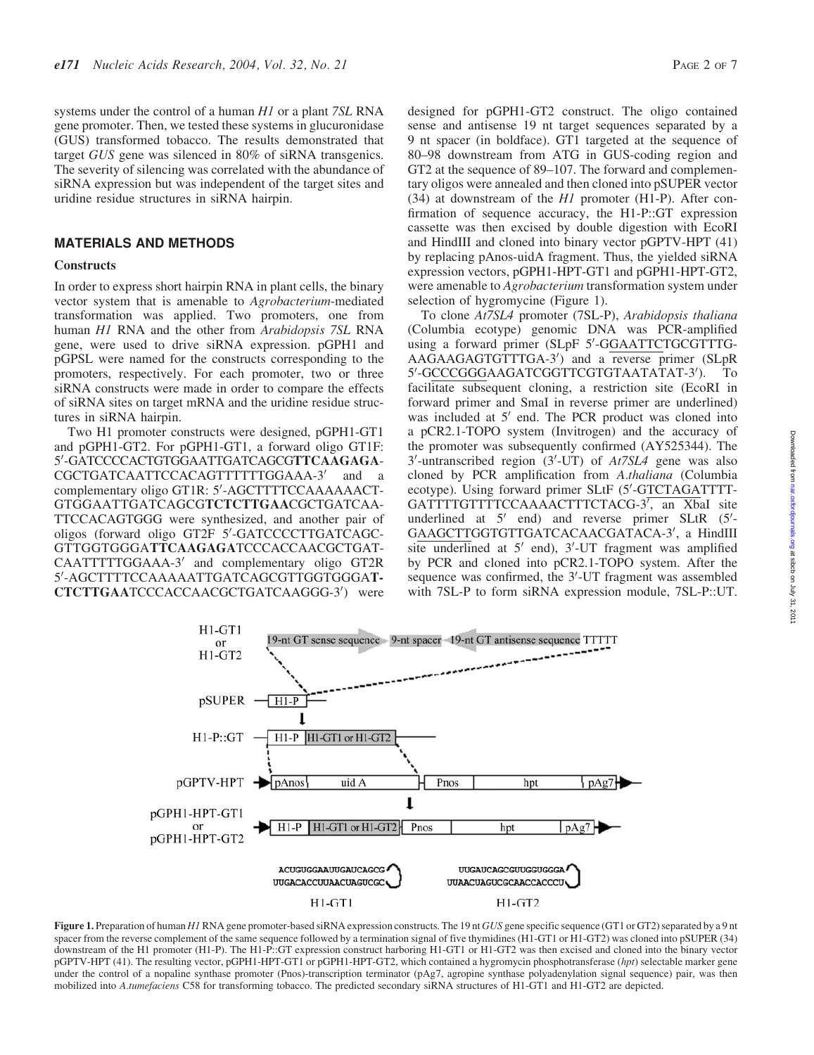systems under the control of a human *H1* or a plant *7SL* RNA gene promoter. Then, we tested these systems in glucuronidase (GUS) transformed tobacco. The results demonstrated that target *GUS* gene was silenced in 80% of siRNA transgenics. The severity of silencing was correlated with the abundance of siRNA expression but was independent of the target sites and uridine residue structures in siRNA hairpin.

## MATERIALS AND METHODS

### Constructs

In order to express short hairpin RNA in plant cells, the binary vector system that is amenable to *Agrobacterium*-mediated transformation was applied. Two promoters, one from human *H1* RNA and the other from *Arabidopsis 7SL* RNA gene, were used to drive siRNA expression. pGPH1 and pGPSL were named for the constructs corresponding to the promoters, respectively. For each promoter, two or three siRNA constructs were made in order to compare the effects of siRNA sites on target mRNA and the uridine residue structures in siRNA hairpin.

Two H1 promoter constructs were designed, pGPH1-GT1 and pGPH1-GT2. For pGPH1-GT1, a forward oligo GT1F: 5′-GATCCCCACTGTGGAATTGATCAGCG**TTCAAGAGA**CGCTGATCAATTCCACAGTTTTTGGAAA-3′ and a complementary oligo GT1R: 5′-AGCTTTTCCAAAAACTGTGGAATTGATCAGCG**TCTCTTGAA**CGCTGATCAATTCCACAGTGGG were synthesized, and another pair of oligos (forward oligo GT2F 5′-GATCCCCTTGATCAGCGTTGGTGGGA**TTCAAGAGA**TCCCACCAACGCTGATCAATTTTTGGAAA-3′ and complementary oligo GT2R 5′-AGCTTTTCCAAAAATTGATCAGCGTTGGTGGGA**TCTCTTGAA**TCCCACCAACGCTGATCAAGGG-3′) were designed for pGPH1-GT2 construct. The oligo contained sense and antisense 19 nt target sequences separated by a 9 nt spacer (in boldface). GT1 targeted at the sequence of 80–98 downstream from ATG in GUS-coding region and GT2 at the sequence of 89–107. The forward and complementary oligos were annealed and then cloned into pSUPER vector (34) at downstream of the *H1* promoter (H1-P). After confirmation of sequence accuracy, the H1-P::GT expression cassette was then excised by double digestion with EcoRI and HindIII and cloned into binary vector pGPTV-HPT (41) by replacing pAnos-uidA fragment. Thus, the yielded siRNA expression vectors, pGPH1-HPT-GT1 and pGPH1-HPT-GT2, were amenable to *Agrobacterium* transformation system under selection of hygromycine (Figure 1).

To clone *At7SL4* promoter (7SL-P), *Arabidopsis thaliana* (Columbia ecotype) genomic DNA was PCR-amplified using a forward primer (SLpF 5′-GGAATTCTGCGTTTGAAGAAGAGTGTTTGA-3′) and a reverse primer (SLpR 5′-GCCCGGGAAGATCGGTTCGTGTAATATAT-3′). To facilitate subsequent cloning, a restriction site (EcoRI in forward primer and SmaI in reverse primer are underlined) was included at 5′ end. The PCR product was cloned into a pCR2.1-TOPO system (Invitrogen) and the accuracy of the promoter was subsequently confirmed (AY525344). The 3′-untranscribed region (3′-UT) of *At7SL4* gene was also cloned by PCR amplification from *A.thaliana* (Columbia ecotype). Using forward primer SLtF (5′-GTCTAGATTTTGATTTTGTTTTCCAAAACTTTCTACG-3′, an XbaI site underlined at 5′ end) and reverse primer SLtR (5′-GAAGCTTGGTGTTGATCACAACGATACA-3′, a HindIII site underlined at 5′ end), 3′-UT fragment was amplified by PCR and cloned into pCR2.1-TOPO system. After the sequence was confirmed, the 3′-UT fragment was assembled with 7SL-P to form siRNA expression module, 7SL-P::UT.

**Figure 1.** Preparation of human *H1* RNA gene promoter-based siRNA expression constructs. The 19 nt *GUS* gene specific sequence (GT1 or GT2) separated by a 9 nt spacer from the reverse complement of the same sequence followed by a termination signal of five thymidines (H1-GT1 or H1-GT2) was cloned into pSUPER (34) downstream of the H1 promoter (H1-P). The H1-P::GT expression construct harboring H1-GT1 or H1-GT2 was then excised and cloned into the binary vector pGPTV-HPT (41). The resulting vector, pGPH1-HPT-GT1 or pGPH1-HPT-GT2, which contained a hygromycin phosphotransferase (*hpt*) selectable marker gene under the control of a nopaline synthase promoter (Pnos)-transcription terminator (pAg7, agropine synthase polyadenylation signal sequence) pair, was then mobilized into *A.tumefaciens* C58 for transforming tobacco. The predicted secondary siRNA structures of H1-GT1 and H1-GT2 are depicted.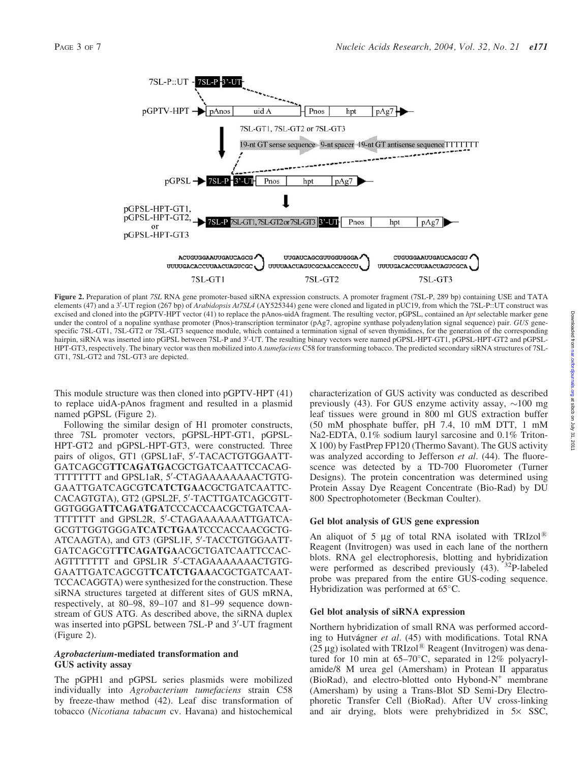**Figure 2.** Preparation of plant *7SL* RNA gene promoter-based siRNA expression constructs. A promoter fragment (7SL-P, 289 bp) containing USE and TATA elements (47) and a 3′-UT region (267 bp) of *Arabidopsis At7SL4* (AY525344) gene were cloned and ligated in pUC19, from which the 7SL-P::UT construct was excised and cloned into the pGPTV-HPT vector (41) to replace the pAnos-uidA fragment. The resulting vector, pGPSL, contained an *hpt* selectable marker gene under the control of a nopaline synthase promoter (Pnos)-transcription terminator (pAg7, agropine synthase polyadenylation signal sequence) pair. *GUS* gene-specific 7SL-GT1, 7SL-GT2 or 7SL-GT3 sequence module, which contained a termination signal of seven thymidines, for the generation of the corresponding hairpin, siRNA was inserted into pGPSL between 7SL-P and 3′-UT. The resulting binary vectors were named pGPSL-HPT-GT1, pGPSL-HPT-GT2 and pGPSL-HPT-GT3, respectively. The binary vector was then mobilized into *A.tumefaciens* C58 for transforming tobacco. The predicted secondary siRNA structures of 7SL-GT1, 7SL-GT2 and 7SL-GT3 are depicted.

This module structure was then cloned into pGPTV-HPT (41) to replace uidA-pAnos fragment and resulted in a plasmid named pGPSL (Figure 2).

Following the similar design of H1 promoter constructs, three 7SL promoter vectors, pGPSL-HPT-GT1, pGPSL-HPT-GT2 and pGPSL-HPT-GT3, were constructed. Three pairs of oligos, GT1 (GPSL1aF, 5′-TACACTGTGGAATTGATCAGCG**TTCAGATGA**CGCTGATCAATTCCACAGTTTTTTTT and GPSL1aR, 5′-CTAGAAAAAAAACTGTGGAATTGATCAGCG**TCATCTGAA**CGCTGATCAATTCCACAGTGTA), GT2 (GPSL2F, 5′-TACTTGATCAGCGTTGGTGGGA**TTCAGATGA**TCCCACCAACGCTGATCAATTTTTTT and GPSL2R, 5′-CTAGAAAAAAATTGATCAGCGTTGGTGGGA**TCATCTGAA**TCCCACCAACGCTGATCAAGTA), and GT3 (GPSL1F, 5′-TACCTGTGGAATTGATCAGCGT**TTCAGATGA**ACGCTGATCAATTCCACAGTTTTTTTT and GPSL1R 5′-CTAGAAAAAAAACTGTGGAATTGATCAGCGT**TCATCTGAA**ACGCTGATCAATTCCACAGGTA) were synthesized for the construction. These siRNA structures targeted at different sites of GUS mRNA, respectively, at 80–98, 89–107 and 81–99 sequence downstream of GUS ATG. As described above, the siRNA duplex was inserted into pGPSL between 7SL-P and 3′-UT fragment (Figure 2).

### *Agrobacterium*-mediated transformation and GUS activity assay

The pGPH1 and pGPSL series plasmids were mobilized individually into *Agrobacterium tumefaciens* strain C58 by freeze-thaw method (42). Leaf disc transformation of tobacco (*Nicotiana tabacum* cv. Havana) and histochemical characterization of GUS activity was conducted as described previously (43). For GUS enzyme activity assay, ~100 mg leaf tissues were ground in 800 ml GUS extraction buffer (50 mM phosphate buffer, pH 7.4, 10 mM DTT, 1 mM Na2-EDTA, 0.1% sodium lauryl sarcosine and 0.1% Triton-X 100) by FastPrep FP120 (Thermo Savant). The GUS activity was analyzed according to Jefferson *et al*. (44). The fluorescence was detected by a TD-700 Fluorometer (Turner Designs). The protein concentration was determined using Protein Assay Dye Reagent Concentrate (Bio-Rad) by DU 800 Spectrophotometer (Beckman Coulter).

### Gel blot analysis of GUS gene expression

An aliquot of 5 μg of total RNA isolated with TRIzol® Reagent (Invitrogen) was used in each lane of the northern blots. RNA gel electrophoresis, blotting and hybridization were performed as described previously (43). $^{32}$P-labeled probe was prepared from the entire GUS-coding sequence. Hybridization was performed at 65°C.

### Gel blot analysis of siRNA expression

Northern hybridization of small RNA was performed according to Hutvágner *et al*. (45) with modifications. Total RNA (25 μg) isolated with TRIzol® Reagent (Invitrogen) was denatured for 10 min at 65–70°C, separated in 12% polyacrylamide/8 M urea gel (Amersham) in Protean II apparatus (BioRad), and electro-blotted onto Hybond-N$^+$ membrane (Amersham) by using a Trans-Blot SD Semi-Dry Electrophoretic Transfer Cell (BioRad). After UV cross-linking and air drying, blots were prehybridized in 5× SSC,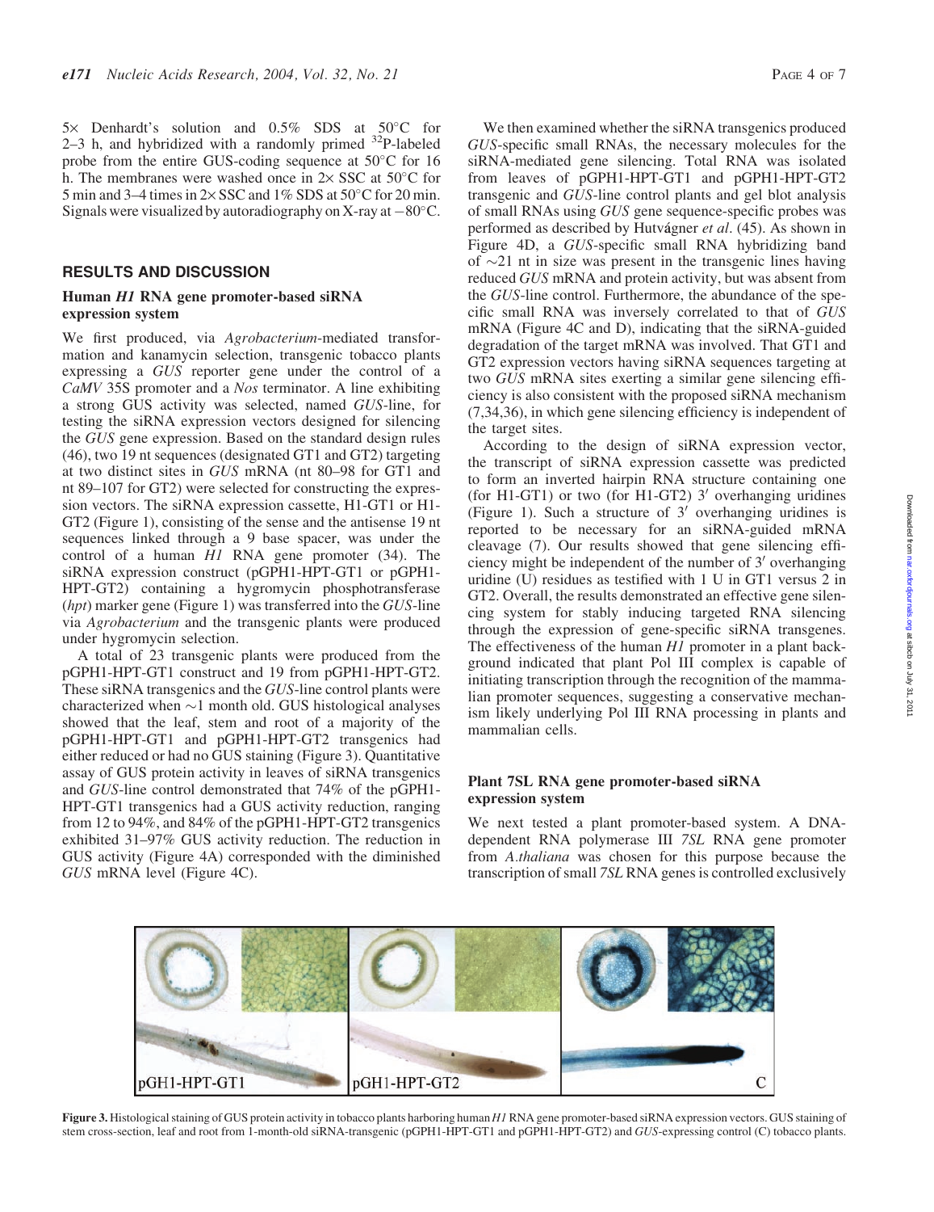5× Denhardt's solution and 0.5% SDS at 50°C for 2–3 h, and hybridized with a randomly primed $^{32}$P-labeled probe from the entire GUS-coding sequence at 50°C for 16 h. The membranes were washed once in 2× SSC at 50°C for 5 min and 3–4 times in 2× SSC and 1% SDS at 50°C for 20 min. Signals were visualized by autoradiography on X-ray at −80°C.

## RESULTS AND DISCUSSION

### Human *H1* RNA gene promoter-based siRNA expression system

We first produced, via *Agrobacterium*-mediated transformation and kanamycin selection, transgenic tobacco plants expressing a *GUS* reporter gene under the control of a *CaMV* 35S promoter and a *Nos* terminator. A line exhibiting a strong GUS activity was selected, named *GUS*-line, for testing the siRNA expression vectors designed for silencing the *GUS* gene expression. Based on the standard design rules (46), two 19 nt sequences (designated GT1 and GT2) targeting at two distinct sites in *GUS* mRNA (nt 80–98 for GT1 and nt 89–107 for GT2) were selected for constructing the expression vectors. The siRNA expression cassette, H1-GT1 or H1-GT2 (Figure 1), consisting of the sense and the antisense 19 nt sequences linked through a 9 base spacer, was under the control of a human *H1* RNA gene promoter (34). The siRNA expression construct (pGPH1-HPT-GT1 or pGPH1-HPT-GT2) containing a hygromycin phosphotransferase (*hpt*) marker gene (Figure 1) was transferred into the *GUS*-line via *Agrobacterium* and the transgenic plants were produced under hygromycin selection.

A total of 23 transgenic plants were produced from the pGPH1-HPT-GT1 construct and 19 from pGPH1-HPT-GT2. These siRNA transgenics and the *GUS*-line control plants were characterized when ∼1 month old. GUS histological analyses showed that the leaf, stem and root of a majority of the pGPH1-HPT-GT1 and pGPH1-HPT-GT2 transgenics had either reduced or had no GUS staining (Figure 3). Quantitative assay of GUS protein activity in leaves of siRNA transgenics and *GUS*-line control demonstrated that 74% of the pGPH1-HPT-GT1 transgenics had a GUS activity reduction, ranging from 12 to 94%, and 84% of the pGPH1-HPT-GT2 transgenics exhibited 31–97% GUS activity reduction. The reduction in GUS activity (Figure 4A) corresponded with the diminished *GUS* mRNA level (Figure 4C).

We then examined whether the siRNA transgenics produced *GUS*-specific small RNAs, the necessary molecules for the siRNA-mediated gene silencing. Total RNA was isolated from leaves of pGPH1-HPT-GT1 and pGPH1-HPT-GT2 transgenic and *GUS*-line control plants and gel blot analysis of small RNAs using *GUS* gene sequence-specific probes was performed as described by Hutvágner *et al*. (45). As shown in Figure 4D, a *GUS*-specific small RNA hybridizing band of ∼21 nt in size was present in the transgenic lines having reduced *GUS* mRNA and protein activity, but was absent from the *GUS*-line control. Furthermore, the abundance of the specific small RNA was inversely correlated to that of *GUS* mRNA (Figure 4C and D), indicating that the siRNA-guided degradation of the target mRNA was involved. That GT1 and GT2 expression vectors having siRNA sequences targeting at two *GUS* mRNA sites exerting a similar gene silencing efficiency is also consistent with the proposed siRNA mechanism (7,34,36), in which gene silencing efficiency is independent of the target sites.

According to the design of siRNA expression vector, the transcript of siRNA expression cassette was predicted to form an inverted hairpin RNA structure containing one (for H1-GT1) or two (for H1-GT2) 3′ overhanging uridines (Figure 1). Such a structure of 3′ overhanging uridines is reported to be necessary for an siRNA-guided mRNA cleavage (7). Our results showed that gene silencing efficiency might be independent of the number of 3′ overhanging uridine (U) residues as testified with 1 U in GT1 versus 2 in GT2. Overall, the results demonstrated an effective gene silencing system for stably inducing targeted RNA silencing through the expression of gene-specific siRNA transgenes. The effectiveness of the human *H1* promoter in a plant background indicated that plant Pol III complex is capable of initiating transcription through the recognition of the mammalian promoter sequences, suggesting a conservative mechanism likely underlying Pol III RNA processing in plants and mammalian cells.

### Plant 7SL RNA gene promoter-based siRNA expression system

We next tested a plant promoter-based system. A DNA-dependent RNA polymerase III *7SL* RNA gene promoter from *A.thaliana* was chosen for this purpose because the transcription of small *7SL* RNA genes is controlled exclusively

**Figure 3.** Histological staining of GUS protein activity in tobacco plants harboring human *H1* RNA gene promoter-based siRNA expression vectors. GUS staining of stem cross-section, leaf and root from 1-month-old siRNA-transgenic (pGPH1-HPT-GT1 and pGPH1-HPT-GT2) and *GUS*-expressing control (C) tobacco plants.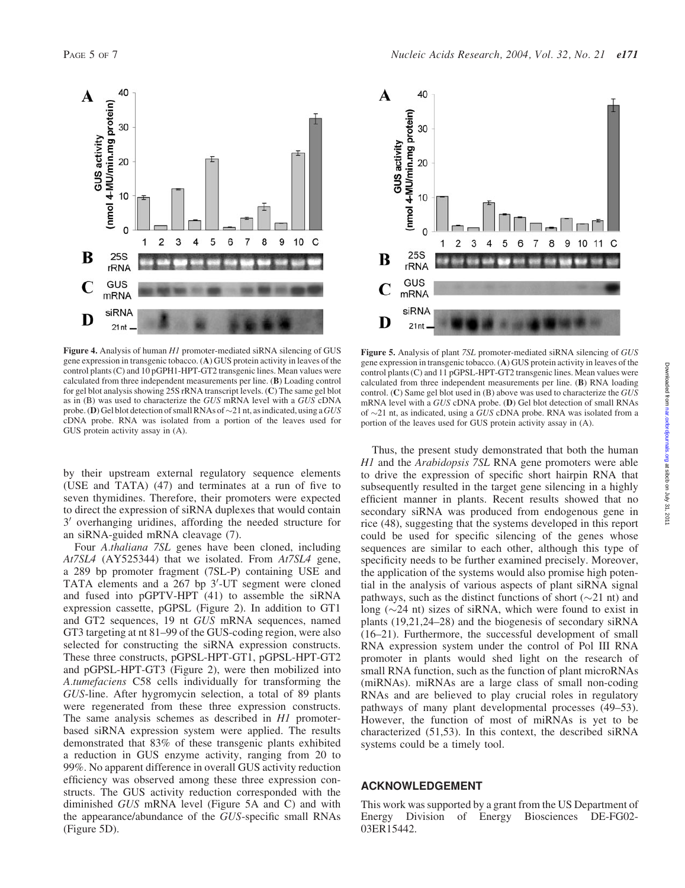**Figure 4.** Analysis of human *H1* promoter-mediated siRNA silencing of GUS gene expression in transgenic tobacco. (**A**) GUS protein activity in leaves of the control plants (C) and 10 pGPH1-HPT-GT2 transgenic lines. Mean values were calculated from three independent measurements per line. (**B**) Loading control for gel blot analysis showing 25S rRNA transcript levels. (**C**) The same gel blot as in (B) was used to characterize the *GUS* mRNA level with a *GUS* cDNA probe. (**D**) Gel blot detection of small RNAs of ~21 nt, as indicated, using a *GUS* cDNA probe. RNA was isolated from a portion of the leaves used for GUS protein activity assay in (A).

**Figure 5.** Analysis of plant *7SL* promoter-mediated siRNA silencing of *GUS* gene expression in transgenic tobacco. (**A**) GUS protein activity in leaves of the control plants (C) and 11 pGPSL-HPT-GT2 transgenic lines. Mean values were calculated from three independent measurements per line. (**B**) RNA loading control. (**C**) Same gel blot used in (B) above was used to characterize the *GUS* mRNA level with a *GUS* cDNA probe. (**D**) Gel blot detection of small RNAs of ~21 nt, as indicated, using a *GUS* cDNA probe. RNA was isolated from a portion of the leaves used for GUS protein activity assay in (A).

by their upstream external regulatory sequence elements (USE and TATA) (47) and terminates at a run of five to seven thymidines. Therefore, their promoters were expected to direct the expression of siRNA duplexes that would contain 3′ overhanging uridines, affording the needed structure for an siRNA-guided mRNA cleavage (7).

Four *A.thaliana 7SL* genes have been cloned, including *At7SL4* (AY525344) that we isolated. From *At7SL4* gene, a 289 bp promoter fragment (7SL-P) containing USE and TATA elements and a 267 bp 3′-UT segment were cloned and fused into pGPTV-HPT (41) to assemble the siRNA expression cassette, pGPSL (Figure 2). In addition to GT1 and GT2 sequences, 19 nt *GUS* mRNA sequences, named GT3 targeting at nt 81–99 of the GUS-coding region, were also selected for constructing the siRNA expression constructs. These three constructs, pGPSL-HPT-GT1, pGPSL-HPT-GT2 and pGPSL-HPT-GT3 (Figure 2), were then mobilized into *A.tumefaciens* C58 cells individually for transforming the *GUS*-line. After hygromycin selection, a total of 89 plants were regenerated from these three expression constructs. The same analysis schemes as described in *H1* promoter-based siRNA expression system were applied. The results demonstrated that 83% of these transgenic plants exhibited a reduction in GUS enzyme activity, ranging from 20 to 99%. No apparent difference in overall GUS activity reduction efficiency was observed among these three expression constructs. The GUS activity reduction corresponded with the diminished *GUS* mRNA level (Figure 5A and C) and with the appearance/abundance of the *GUS*-specific small RNAs (Figure 5D).

Thus, the present study demonstrated that both the human *H1* and the *Arabidopsis 7SL* RNA gene promoters were able to drive the expression of specific short hairpin RNA that subsequently resulted in the target gene silencing in a highly efficient manner in plants. Recent results showed that no secondary siRNA was produced from endogenous gene in rice (48), suggesting that the systems developed in this report could be used for specific silencing of the genes whose sequences are similar to each other, although this type of specificity needs to be further examined precisely. Moreover, the application of the systems would also promise high potential in the analysis of various aspects of plant siRNA signal pathways, such as the distinct functions of short (~21 nt) and long (~24 nt) sizes of siRNA, which were found to exist in plants (19,21,24–28) and the biogenesis of secondary siRNA (16–21). Furthermore, the successful development of small RNA expression system under the control of Pol III RNA promoter in plants would shed light on the research of small RNA function, such as the function of plant microRNAs (miRNAs). miRNAs are a large class of small non-coding RNAs and are believed to play crucial roles in regulatory pathways of many plant developmental processes (49–53). However, the function of most of miRNAs is yet to be characterized (51,53). In this context, the described siRNA systems could be a timely tool.

## ACKNOWLEDGEMENT

This work was supported by a grant from the US Department of Energy Division of Energy Biosciences DE-FG02-03ER15442.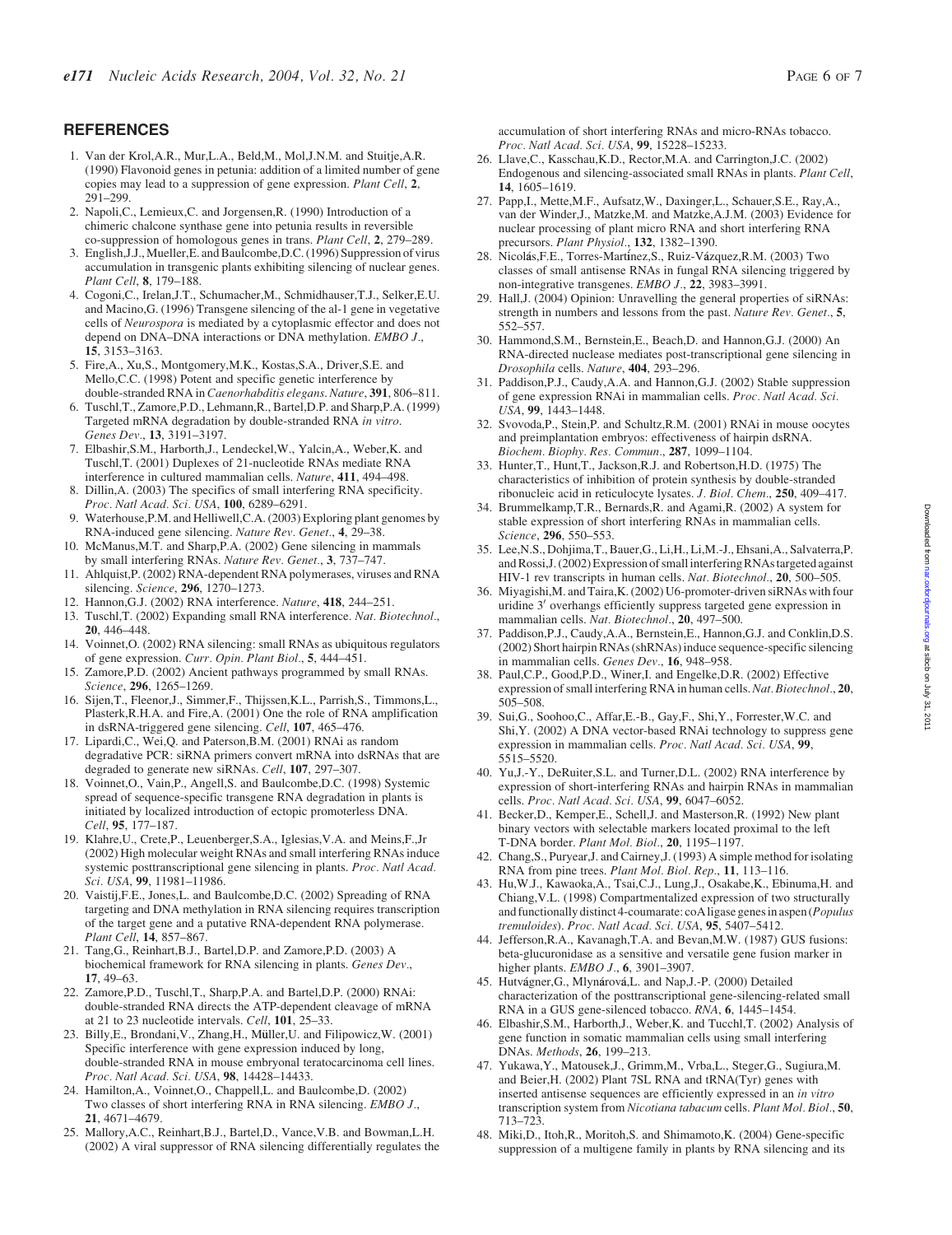## REFERENCES

1. Van der Krol,A.R., Mur,L.A., Beld,M., Mol,J.N.M. and Stuitje,A.R. (1990) Flavonoid genes in petunia: addition of a limited number of gene copies may lead to a suppression of gene expression. *Plant Cell*, **2**, 291–299.
2. Napoli,C., Lemieux,C. and Jorgensen,R. (1990) Introduction of a chimeric chalcone synthase gene into petunia results in reversible co-suppression of homologous genes in trans. *Plant Cell*, **2**, 279–289.
3. English,J.J., Mueller,E. and Baulcombe,D.C. (1996) Suppression of virus accumulation in transgenic plants exhibiting silencing of nuclear genes. *Plant Cell*, **8**, 179–188.
4. Cogoni,C., Irelan,J.T., Schumacher,M., Schmidhauser,T.J., Selker,E.U. and Macino,G. (1996) Transgene silencing of the al-1 gene in vegetative cells of *Neurospora* is mediated by a cytoplasmic effector and does not depend on DNA–DNA interactions or DNA methylation. *EMBO J.*, **15**, 3153–3163.
5. Fire,A., Xu,S., Montgomery,M.K., Kostas,S.A., Driver,S.E. and Mello,C.C. (1998) Potent and specific genetic interference by double-stranded RNA in *Caenorhabditis elegans*. *Nature*, **391**, 806–811.
6. Tuschl,T., Zamore,P.D., Lehmann,R., Bartel,D.P. and Sharp,P.A. (1999) Targeted mRNA degradation by double-stranded RNA *in vitro*. *Genes Dev.*, **13**, 3191–3197.
7. Elbashir,S.M., Harborth,J., Lendeckel,W., Yalcin,A., Weber,K. and Tuschl,T. (2001) Duplexes of 21-nucleotide RNAs mediate RNA interference in cultured mammalian cells. *Nature*, **411**, 494–498.
8. Dillin,A. (2003) The specifics of small interfering RNA specificity. *Proc. Natl Acad. Sci. USA*, **100**, 6289–6291.
9. Waterhouse,P.M. and Helliwell,C.A. (2003) Exploring plant genomes by RNA-induced gene silencing. *Nature Rev. Genet.*, **4**, 29–38.
10. McManus,M.T. and Sharp,P.A. (2002) Gene silencing in mammals by small interfering RNAs. *Nature Rev. Genet.*, **3**, 737–747.
11. Ahlquist,P. (2002) RNA-dependent RNA polymerases, viruses and RNA silencing. *Science*, **296**, 1270–1273.
12. Hannon,G.J. (2002) RNA interference. *Nature*, **418**, 244–251.
13. Tuschl,T. (2002) Expanding small RNA interference. *Nat. Biotechnol.*, **20**, 446–448.
14. Voinnet,O. (2002) RNA silencing: small RNAs as ubiquitous regulators of gene expression. *Curr. Opin. Plant Biol.*, **5**, 444–451.
15. Zamore,P.D. (2002) Ancient pathways programmed by small RNAs. *Science*, **296**, 1265–1269.
16. Sijen,T., Fleenor,J., Simmer,F., Thijssen,K.L., Parrish,S., Timmons,L., Plasterk,R.H.A. and Fire,A. (2001) One the role of RNA amplification in dsRNA-triggered gene silencing. *Cell*, **107**, 465–476.
17. Lipardi,C., Wei,Q. and Paterson,B.M. (2001) RNAi as random degradative PCR: siRNA primers convert mRNA into dsRNAs that are degraded to generate new siRNAs. *Cell*, **107**, 297–307.
18. Voinnet,O., Vain,P., Angell,S. and Baulcombe,D.C. (1998) Systemic spread of sequence-specific transgene RNA degradation in plants is initiated by localized introduction of ectopic promoterless DNA. *Cell*, **95**, 177–187.
19. Klahre,U., Crete,P., Leuenberger,S.A., Iglesias,V.A. and Meins,F.,Jr (2002) High molecular weight RNAs and small interfering RNAs induce systemic posttranscriptional gene silencing in plants. *Proc. Natl Acad. Sci. USA*, **99**, 11981–11986.
20. Vaistij,F.E., Jones,L. and Baulcombe,D.C. (2002) Spreading of RNA targeting and DNA methylation in RNA silencing requires transcription of the target gene and a putative RNA-dependent RNA polymerase. *Plant Cell*, **14**, 857–867.
21. Tang,G., Reinhart,B.J., Bartel,D.P. and Zamore,P.D. (2003) A biochemical framework for RNA silencing in plants. *Genes Dev.*, **17**, 49–63.
22. Zamore,P.D., Tuschl,T., Sharp,P.A. and Bartel,D.P. (2000) RNAi: double-stranded RNA directs the ATP-dependent cleavage of mRNA at 21 to 23 nucleotide intervals. *Cell*, **101**, 25–33.
23. Billy,E., Brondani,V., Zhang,H., Müller,U. and Filipowicz,W. (2001) Specific interference with gene expression induced by long, double-stranded RNA in mouse embryonal teratocarcinoma cell lines. *Proc. Natl Acad. Sci. USA*, **98**, 14428–14433.
24. Hamilton,A., Voinnet,O., Chappell,L. and Baulcombe,D. (2002) Two classes of short interfering RNA in RNA silencing. *EMBO J.*, **21**, 4671–4679.
25. Mallory,A.C., Reinhart,B.J., Bartel,D., Vance,V.B. and Bowman,L.H. (2002) A viral suppressor of RNA silencing differentially regulates the accumulation of short interfering RNAs and micro-RNAs tobacco. *Proc. Natl Acad. Sci. USA*, **99**, 15228–15233.
26. Llave,C., Kasschau,K.D., Rector,M.A. and Carrington,J.C. (2002) Endogenous and silencing-associated small RNAs in plants. *Plant Cell*, **14**, 1605–1619.
27. Papp,I., Mette,M.F., Aufsatz,W., Daxinger,L., Schauer,S.E., Ray,A., van der Winder,J., Matzke,M. and Matzke,A.J.M. (2003) Evidence for nuclear processing of plant micro RNA and short interfering RNA precursors. *Plant Physiol.*, **132**, 1382–1390.
28. Nicolás,F.E., Torres-Martínez,S., Ruiz-Vázquez,R.M. (2003) Two classes of small antisense RNAs in fungal RNA silencing triggered by non-integrative transgenes. *EMBO J.*, **22**, 3983–3991.
29. Hall,J. (2004) Opinion: Unravelling the general properties of siRNAs: strength in numbers and lessons from the past. *Nature Rev. Genet.*, **5**, 552–557.
30. Hammond,S.M., Bernstein,E., Beach,D. and Hannon,G.J. (2000) An RNA-directed nuclease mediates post-transcriptional gene silencing in *Drosophila* cells. *Nature*, **404**, 293–296.
31. Paddison,P.J., Caudy,A.A. and Hannon,G.J. (2002) Stable suppression of gene expression RNAi in mammalian cells. *Proc. Natl Acad. Sci. USA*, **99**, 1443–1448.
32. Svovoda,P., Stein,P. and Schultz,R.M. (2001) RNAi in mouse oocytes and preimplantation embryos: effectiveness of hairpin dsRNA. *Biochem. Biophy. Res. Commun.*, **287**, 1099–1104.
33. Hunter,T., Hunt,T., Jackson,R.J. and Robertson,H.D. (1975) The characteristics of inhibition of protein synthesis by double-stranded ribonucleic acid in reticulocyte lysates. *J. Biol. Chem.*, **250**, 409–417.
34. Brummelkamp,T.R., Bernards,R. and Agami,R. (2002) A system for stable expression of short interfering RNAs in mammalian cells. *Science*, **296**, 550–553.
35. Lee,N.S., Dohjima,T., Bauer,G., Li,H., Li,M.-J., Ehsani,A., Salvaterra,P. and Rossi,J. (2002) Expression of small interfering RNAs targeted against HIV-1 rev transcripts in human cells. *Nat. Biotechnol.*, **20**, 500–505.
36. Miyagishi,M. and Taira,K. (2002) U6-promoter-driven siRNAs with four uridine 3′ overhangs efficiently suppress targeted gene expression in mammalian cells. *Nat. Biotechnol.*, **20**, 497–500.
37. Paddison,P.J., Caudy,A.A., Bernstein,E., Hannon,G.J. and Conklin,D.S. (2002) Short hairpin RNAs (shRNAs) induce sequence-specific silencing in mammalian cells. *Genes Dev.*, **16**, 948–958.
38. Paul,C.P., Good,P.D., Winer,I. and Engelke,D.R. (2002) Effective expression of small interfering RNA in human cells. *Nat. Biotechnol.*, **20**, 505–508.
39. Sui,G., Soohoo,C., Affar,E.-B., Gay,F., Shi,Y., Forrester,W.C. and Shi,Y. (2002) A DNA vector-based RNAi technology to suppress gene expression in mammalian cells. *Proc. Natl Acad. Sci. USA*, **99**, 5515–5520.
40. Yu,J.-Y., DeRuiter,S.L. and Turner,D.L. (2002) RNA interference by expression of short-interfering RNAs and hairpin RNAs in mammalian cells. *Proc. Natl Acad. Sci. USA*, **99**, 6047–6052.
41. Becker,D., Kemper,E., Schell,J. and Masterson,R. (1992) New plant binary vectors with selectable markers located proximal to the left T-DNA border. *Plant Mol. Biol.*, **20**, 1195–1197.
42. Chang,S., Puryear,J. and Cairney,J. (1993) A simple method for isolating RNA from pine trees. *Plant Mol. Biol. Rep.*, **11**, 113–116.
43. Hu,W.J., Kawaoka,A., Tsai,C.J., Lung,J., Osakabe,K., Ebinuma,H. and Chiang,V.L. (1998) Compartmentalized expression of two structurally and functionally distinct 4-coumarate: coA ligase genes in aspen (*Populus tremuloides*). *Proc. Natl Acad. Sci. USA*, **95**, 5407–5412.
44. Jefferson,R.A., Kavanagh,T.A. and Bevan,M.W. (1987) GUS fusions: beta-glucuronidase as a sensitive and versatile gene fusion marker in higher plants. *EMBO J.*, **6**, 3901–3907.
45. Hutvágner,G., Mlynárová,L. and Nap,J.-P. (2000) Detailed characterization of the posttranscriptional gene-silencing-related small RNA in a GUS gene-silenced tobacco. *RNA*, **6**, 1445–1454.
46. Elbashir,S.M., Harborth,J., Weber,K. and Tucchl,T. (2002) Analysis of gene function in somatic mammalian cells using small interfering DNAs. *Methods*, **26**, 199–213.
47. Yukawa,Y., Matousek,J., Grimm,M., Vrba,L., Steger,G., Sugiura,M. and Beier,H. (2002) Plant 7SL RNA and tRNA(Tyr) genes with inserted antisense sequences are efficiently expressed in an *in vitro* transcription system from *Nicotiana tabacum* cells. *Plant Mol. Biol.*, **50**, 713–723.
48. Miki,D., Itoh,R., Moritoh,S. and Shimamoto,K. (2004) Gene-specific suppression of a multigene family in plants by RNA silencing and its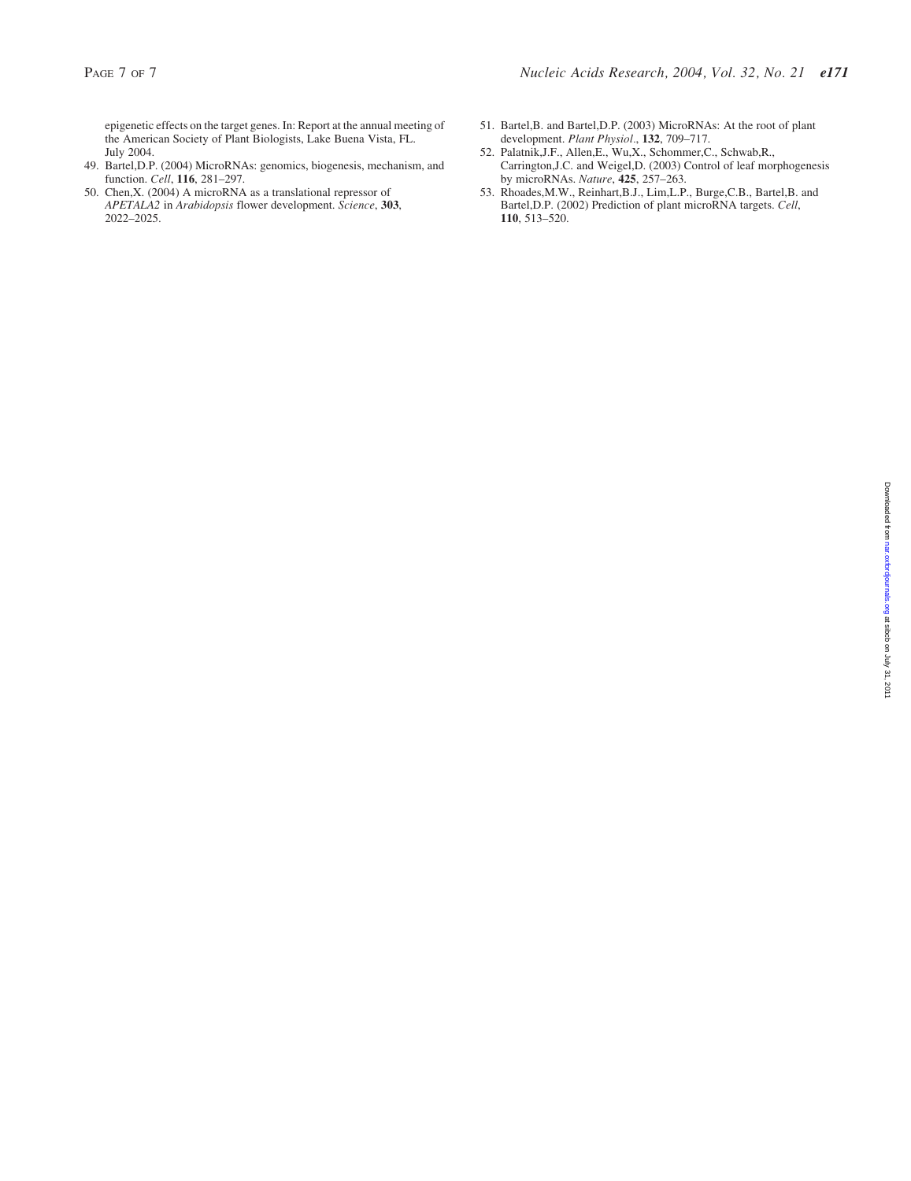epigenetic effects on the target genes. In: Report at the annual meeting of the American Society of Plant Biologists, Lake Buena Vista, FL. July 2004.

49. Bartel,D.P. (2004) MicroRNAs: genomics, biogenesis, mechanism, and function. *Cell*, **116**, 281–297.
50. Chen,X. (2004) A microRNA as a translational repressor of *APETALA2* in *Arabidopsis* flower development. *Science*, **303**, 2022–2025.
51. Bartel,B. and Bartel,D.P. (2003) MicroRNAs: At the root of plant development. *Plant Physiol.*, **132**, 709–717.
52. Palatnik,J.F., Allen,E., Wu,X., Schommer,C., Schwab,R., Carrington,J.C. and Weigel,D. (2003) Control of leaf morphogenesis by microRNAs. *Nature*, **425**, 257–263.
53. Rhoades,M.W., Reinhart,B.J., Lim,L.P., Burge,C.B., Bartel,B. and Bartel,D.P. (2002) Prediction of plant microRNA targets. *Cell*, **110**, 513–520.